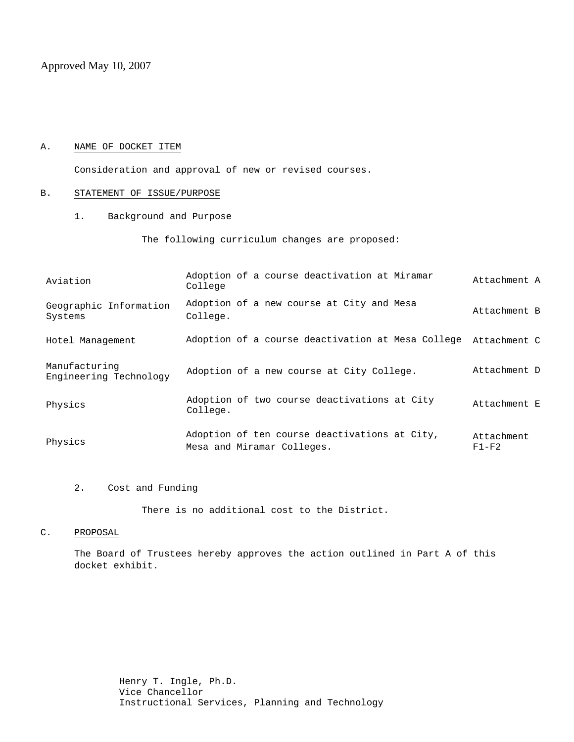Approved May 10, 2007

A. NAME OF DOCKET ITEM

Consideration and approval of new or revised courses.

B. STATEMENT OF ISSUE/PURPOSE

1. Background and Purpose

The following curriculum changes are proposed:

| | | |
|---|---|---|
| Aviation | Adoption of a course deactivation at Miramar College | Attachment A |
| Geographic Information Systems | Adoption of a new course at City and Mesa College. | Attachment B |
| Hotel Management | Adoption of a course deactivation at Mesa College | Attachment C |
| Manufacturing Engineering Technology | Adoption of a new course at City College. | Attachment D |
| Physics | Adoption of two course deactivations at City College. | Attachment E |
| Physics | Adoption of ten course deactivations at City, Mesa and Miramar Colleges. | Attachment F1-F2 |

2. Cost and Funding

There is no additional cost to the District.

C. PROPOSAL

The Board of Trustees hereby approves the action outlined in Part A of this docket exhibit.

Henry T. Ingle, Ph.D.
Vice Chancellor
Instructional Services, Planning and Technology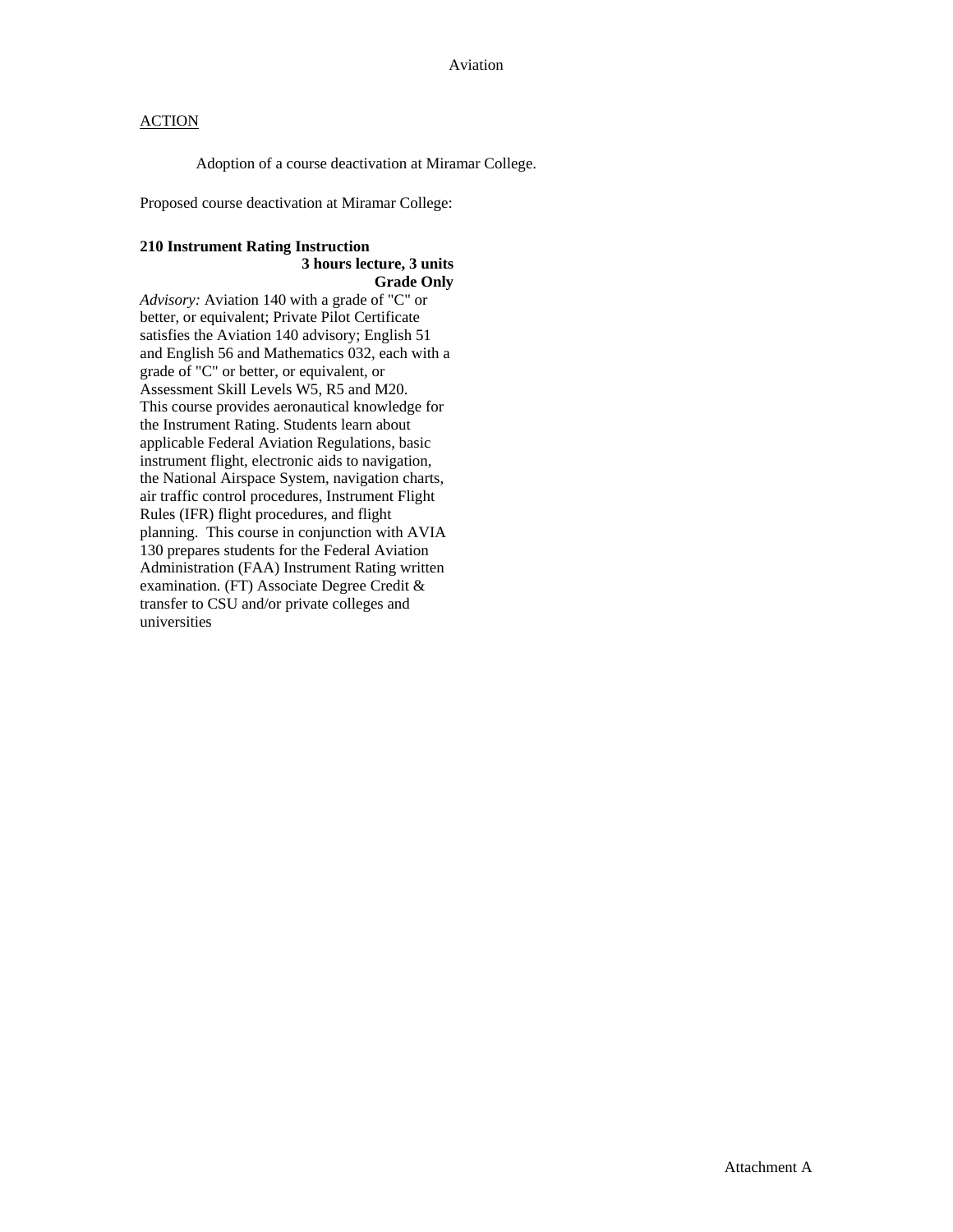Aviation

ACTION

Adoption of a course deactivation at Miramar College.

Proposed course deactivation at Miramar College:

**210 Instrument Rating Instruction**
**3 hours lecture, 3 units**
**Grade Only**

*Advisory:* Aviation 140 with a grade of "C" or better, or equivalent; Private Pilot Certificate satisfies the Aviation 140 advisory; English 51 and English 56 and Mathematics 032, each with a grade of "C" or better, or equivalent, or Assessment Skill Levels W5, R5 and M20. This course provides aeronautical knowledge for the Instrument Rating. Students learn about applicable Federal Aviation Regulations, basic instrument flight, electronic aids to navigation, the National Airspace System, navigation charts, air traffic control procedures, Instrument Flight Rules (IFR) flight procedures, and flight planning. This course in conjunction with AVIA 130 prepares students for the Federal Aviation Administration (FAA) Instrument Rating written examination. (FT) Associate Degree Credit & transfer to CSU and/or private colleges and universities

Attachment A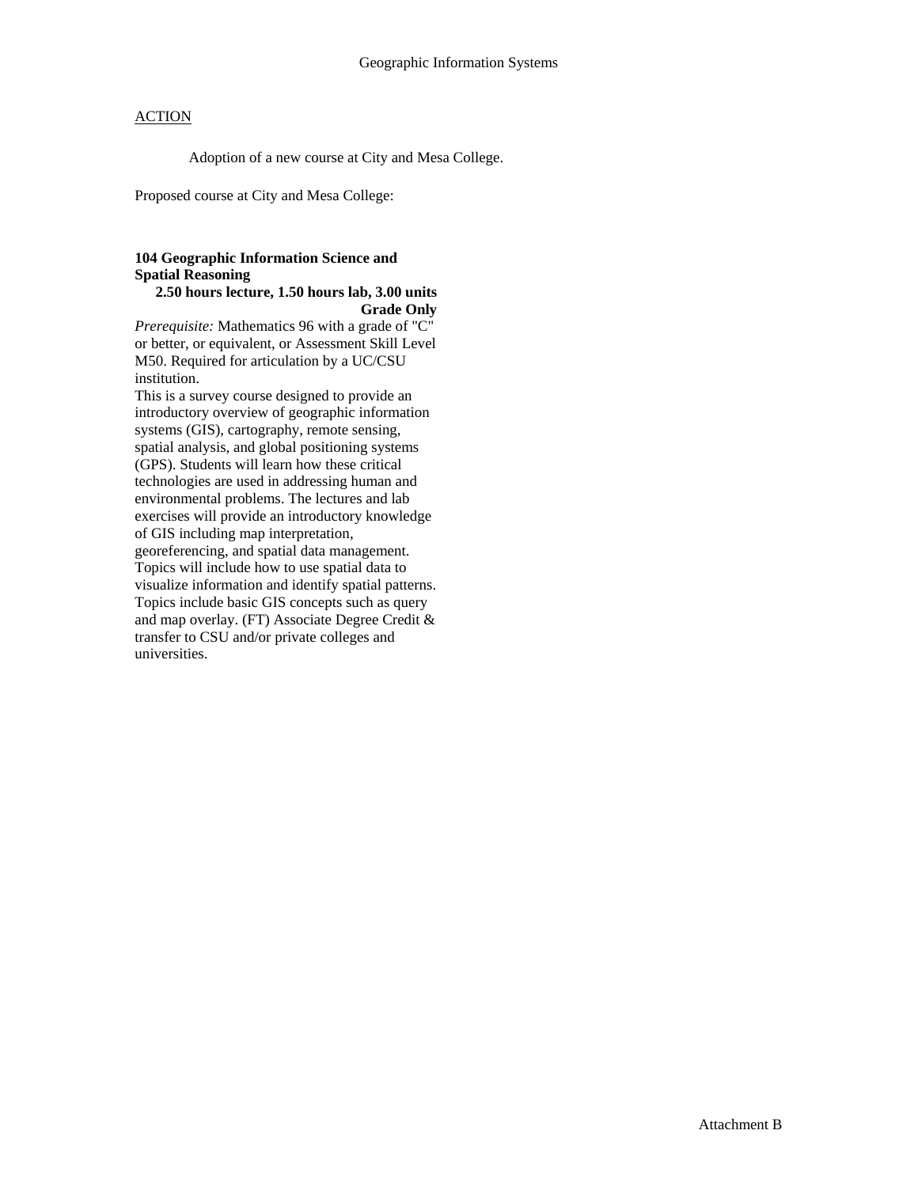# Geographic Information Systems

ACTION

Adoption of a new course at City and Mesa College.

Proposed course at City and Mesa College:

**104 Geographic Information Science and Spatial Reasoning**

**2.50 hours lecture, 1.50 hours lab, 3.00 units**

**Grade Only**

*Prerequisite:* Mathematics 96 with a grade of "C" or better, or equivalent, or Assessment Skill Level M50. Required for articulation by a UC/CSU institution.

This is a survey course designed to provide an introductory overview of geographic information systems (GIS), cartography, remote sensing, spatial analysis, and global positioning systems (GPS). Students will learn how these critical technologies are used in addressing human and environmental problems. The lectures and lab exercises will provide an introductory knowledge of GIS including map interpretation, georeferencing, and spatial data management. Topics will include how to use spatial data to visualize information and identify spatial patterns. Topics include basic GIS concepts such as query and map overlay. (FT) Associate Degree Credit & transfer to CSU and/or private colleges and universities.

Attachment B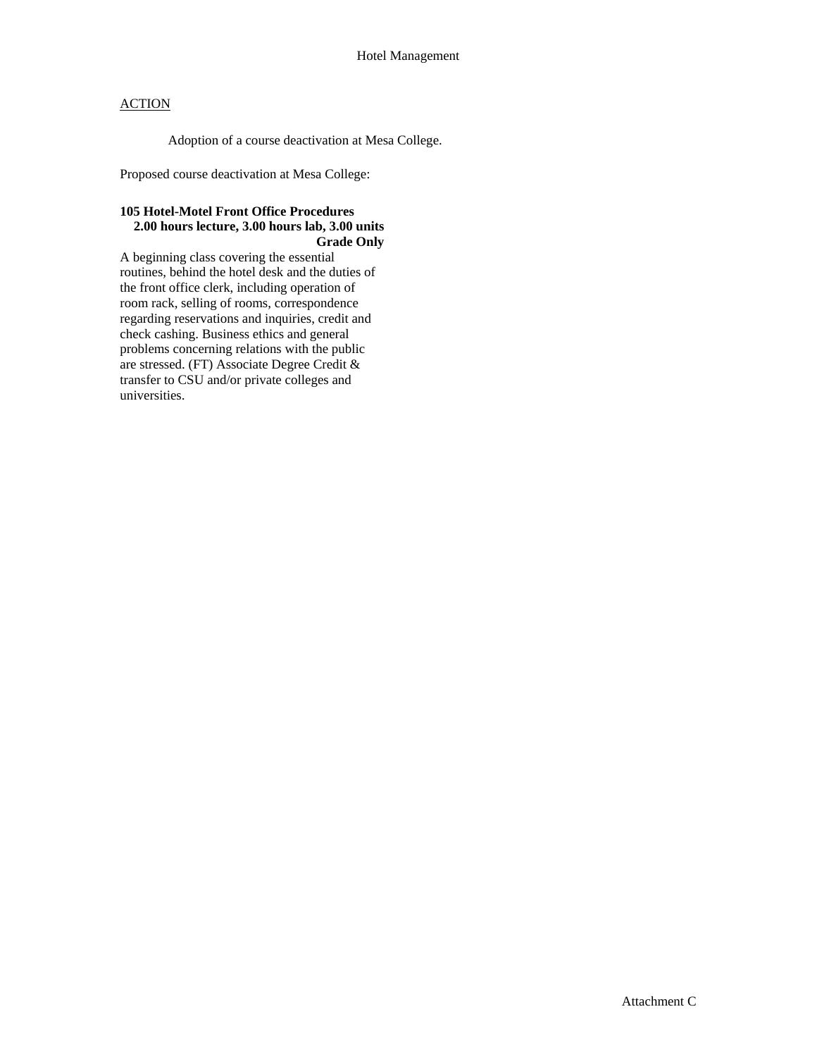Hotel Management

ACTION

Adoption of a course deactivation at Mesa College.

Proposed course deactivation at Mesa College:

**105 Hotel-Motel Front Office Procedures**
**2.00 hours lecture, 3.00 hours lab, 3.00 units**
**Grade Only**

A beginning class covering the essential routines, behind the hotel desk and the duties of the front office clerk, including operation of room rack, selling of rooms, correspondence regarding reservations and inquiries, credit and check cashing. Business ethics and general problems concerning relations with the public are stressed. (FT) Associate Degree Credit & transfer to CSU and/or private colleges and universities.

Attachment C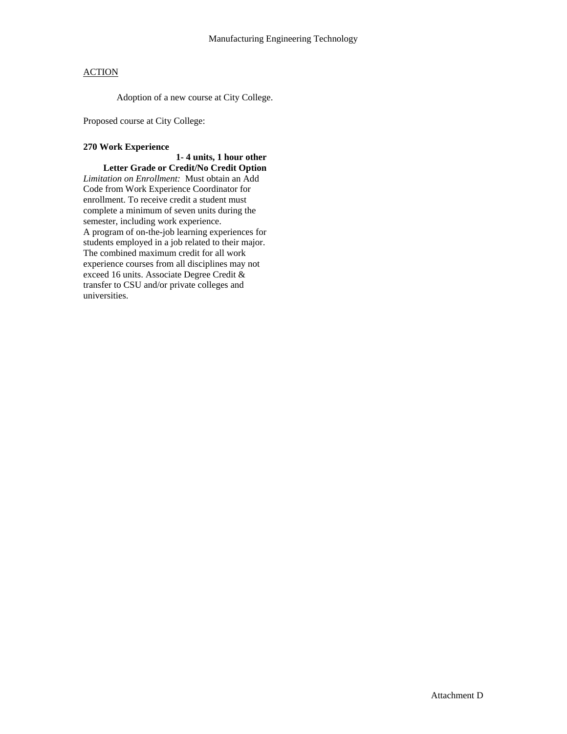Manufacturing Engineering Technology

<u>ACTION</u>

Adoption of a new course at City College.

Proposed course at City College:

**270 Work Experience**
**1- 4 units, 1 hour other**
**Letter Grade or Credit/No Credit Option**

*Limitation on Enrollment:* Must obtain an Add Code from Work Experience Coordinator for enrollment. To receive credit a student must complete a minimum of seven units during the semester, including work experience.

A program of on-the-job learning experiences for students employed in a job related to their major. The combined maximum credit for all work experience courses from all disciplines may not exceed 16 units. Associate Degree Credit & transfer to CSU and/or private colleges and universities.

Attachment D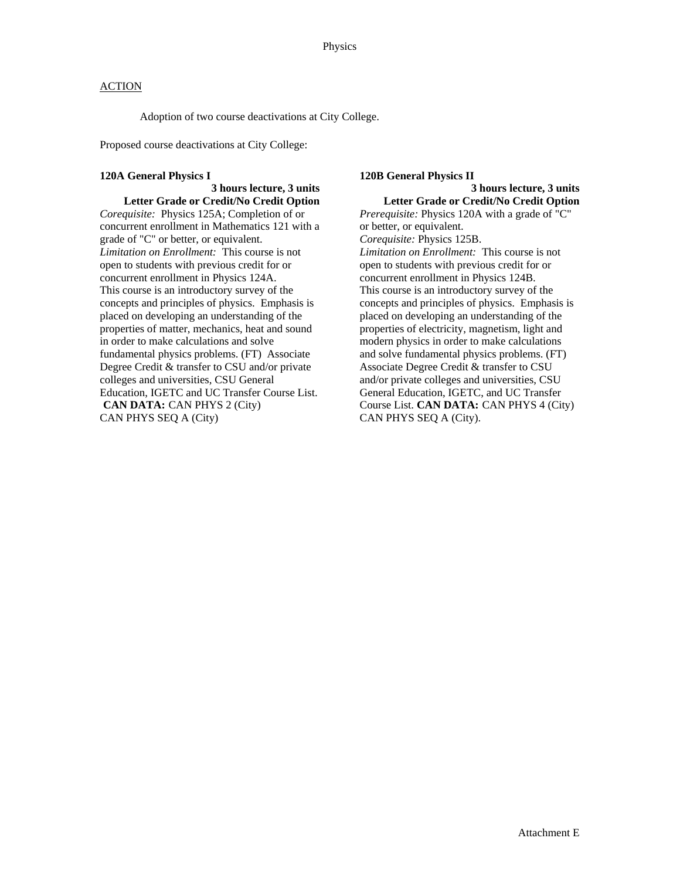# Physics

## ACTION

Adoption of two course deactivations at City College.

Proposed course deactivations at City College:

**120A General Physics I**
**3 hours lecture, 3 units**
**Letter Grade or Credit/No Credit Option**
*Corequisite:* Physics 125A; Completion of or concurrent enrollment in Mathematics 121 with a grade of "C" or better, or equivalent.
*Limitation on Enrollment:* This course is not open to students with previous credit for or concurrent enrollment in Physics 124A.
This course is an introductory survey of the concepts and principles of physics. Emphasis is placed on developing an understanding of the properties of matter, mechanics, heat and sound in order to make calculations and solve fundamental physics problems. (FT) Associate Degree Credit & transfer to CSU and/or private colleges and universities, CSU General Education, IGETC and UC Transfer Course List. **CAN DATA:** CAN PHYS 2 (City) CAN PHYS SEQ A (City)

**120B General Physics II**
**3 hours lecture, 3 units**
**Letter Grade or Credit/No Credit Option**
*Prerequisite:* Physics 120A with a grade of "C" or better, or equivalent.
*Corequisite:* Physics 125B.
*Limitation on Enrollment:* This course is not open to students with previous credit for or concurrent enrollment in Physics 124B.
This course is an introductory survey of the concepts and principles of physics. Emphasis is placed on developing an understanding of the properties of electricity, magnetism, light and modern physics in order to make calculations and solve fundamental physics problems. (FT) Associate Degree Credit & transfer to CSU and/or private colleges and universities, CSU General Education, IGETC, and UC Transfer Course List. **CAN DATA:** CAN PHYS 4 (City) CAN PHYS SEQ A (City).

Attachment E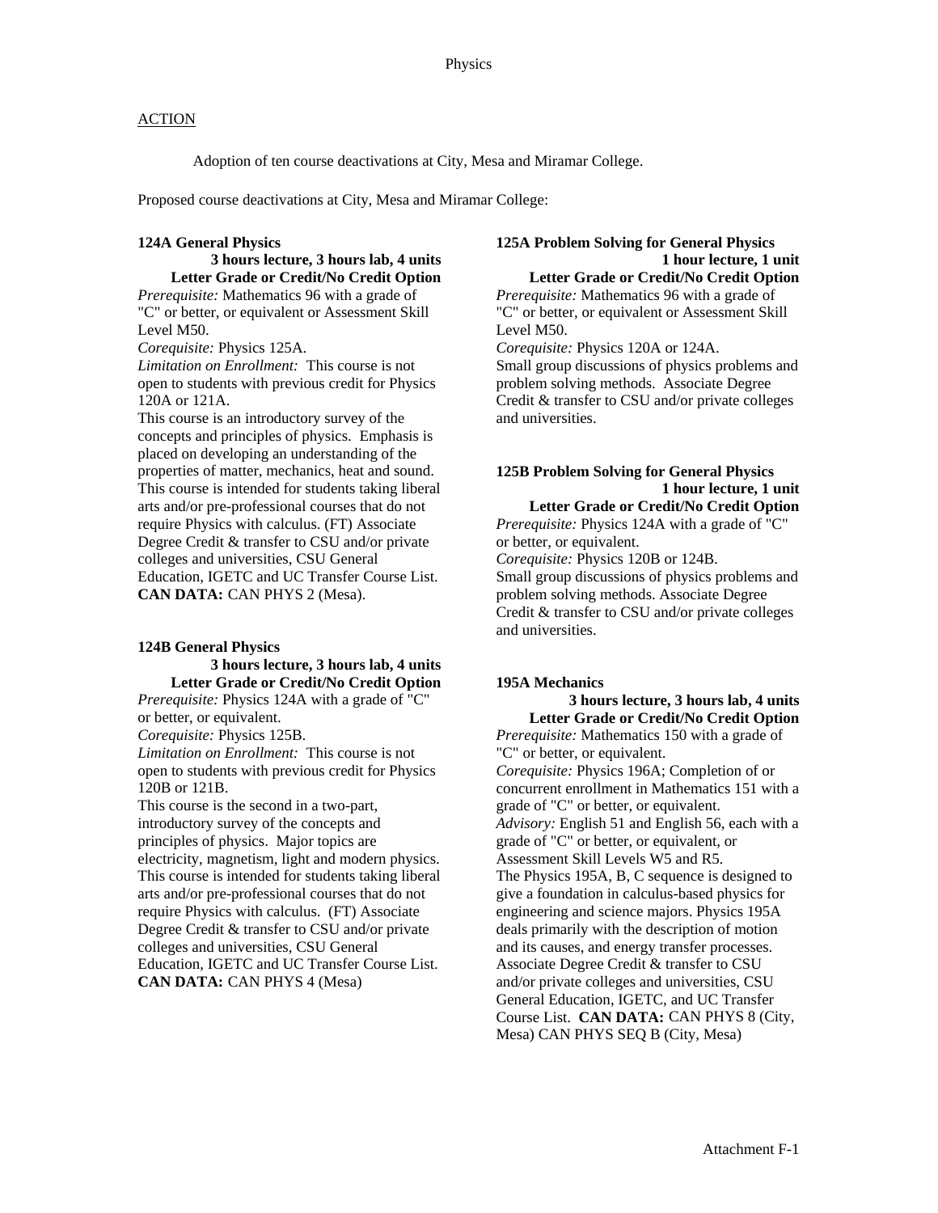ACTION

Adoption of ten course deactivations at City, Mesa and Miramar College.

Proposed course deactivations at City, Mesa and Miramar College:

**124A General Physics**
**3 hours lecture, 3 hours lab, 4 units**
**Letter Grade or Credit/No Credit Option**
*Prerequisite:* Mathematics 96 with a grade of "C" or better, or equivalent or Assessment Skill Level M50.
*Corequisite:* Physics 125A.
*Limitation on Enrollment:* This course is not open to students with previous credit for Physics 120A or 121A.
This course is an introductory survey of the concepts and principles of physics. Emphasis is placed on developing an understanding of the properties of matter, mechanics, heat and sound. This course is intended for students taking liberal arts and/or pre-professional courses that do not require Physics with calculus. (FT) Associate Degree Credit & transfer to CSU and/or private colleges and universities, CSU General Education, IGETC and UC Transfer Course List. **CAN DATA:** CAN PHYS 2 (Mesa).

**124B General Physics**
**3 hours lecture, 3 hours lab, 4 units**
**Letter Grade or Credit/No Credit Option**
*Prerequisite:* Physics 124A with a grade of "C" or better, or equivalent.
*Corequisite:* Physics 125B.
*Limitation on Enrollment:* This course is not open to students with previous credit for Physics 120B or 121B.
This course is the second in a two-part, introductory survey of the concepts and principles of physics. Major topics are electricity, magnetism, light and modern physics. This course is intended for students taking liberal arts and/or pre-professional courses that do not require Physics with calculus. (FT) Associate Degree Credit & transfer to CSU and/or private colleges and universities, CSU General Education, IGETC and UC Transfer Course List. **CAN DATA:** CAN PHYS 4 (Mesa)

**125A Problem Solving for General Physics**
**1 hour lecture, 1 unit**
**Letter Grade or Credit/No Credit Option**
*Prerequisite:* Mathematics 96 with a grade of "C" or better, or equivalent or Assessment Skill Level M50.
*Corequisite:* Physics 120A or 124A.
Small group discussions of physics problems and problem solving methods. Associate Degree Credit & transfer to CSU and/or private colleges and universities.

**125B Problem Solving for General Physics**
**1 hour lecture, 1 unit**
**Letter Grade or Credit/No Credit Option**
*Prerequisite:* Physics 124A with a grade of "C" or better, or equivalent.
*Corequisite:* Physics 120B or 124B.
Small group discussions of physics problems and problem solving methods. Associate Degree Credit & transfer to CSU and/or private colleges and universities.

**195A Mechanics**
**3 hours lecture, 3 hours lab, 4 units**
**Letter Grade or Credit/No Credit Option**
*Prerequisite:* Mathematics 150 with a grade of "C" or better, or equivalent.
*Corequisite:* Physics 196A; Completion of or concurrent enrollment in Mathematics 151 with a grade of "C" or better, or equivalent.
*Advisory:* English 51 and English 56, each with a grade of "C" or better, or equivalent, or Assessment Skill Levels W5 and R5.
The Physics 195A, B, C sequence is designed to give a foundation in calculus-based physics for engineering and science majors. Physics 195A deals primarily with the description of motion and its causes, and energy transfer processes. Associate Degree Credit & transfer to CSU and/or private colleges and universities, CSU General Education, IGETC, and UC Transfer Course List. **CAN DATA:** CAN PHYS 8 (City, Mesa) CAN PHYS SEQ B (City, Mesa)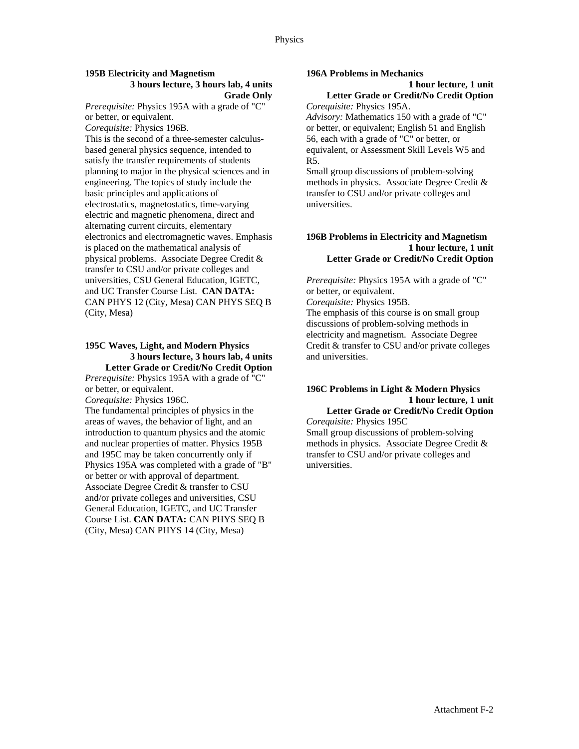**195B Electricity and Magnetism**
**3 hours lecture, 3 hours lab, 4 units**
**Grade Only**

*Prerequisite:* Physics 195A with a grade of "C" or better, or equivalent.
*Corequisite:* Physics 196B.
This is the second of a three-semester calculus-based general physics sequence, intended to satisfy the transfer requirements of students planning to major in the physical sciences and in engineering. The topics of study include the basic principles and applications of electrostatics, magnetostatics, time-varying electric and magnetic phenomena, direct and alternating current circuits, elementary electronics and electromagnetic waves. Emphasis is placed on the mathematical analysis of physical problems. Associate Degree Credit & transfer to CSU and/or private colleges and universities, CSU General Education, IGETC, and UC Transfer Course List. **CAN DATA:** CAN PHYS 12 (City, Mesa) CAN PHYS SEQ B (City, Mesa)

**195C Waves, Light, and Modern Physics**
**3 hours lecture, 3 hours lab, 4 units**
**Letter Grade or Credit/No Credit Option**

*Prerequisite:* Physics 195A with a grade of "C" or better, or equivalent.
*Corequisite:* Physics 196C.
The fundamental principles of physics in the areas of waves, the behavior of light, and an introduction to quantum physics and the atomic and nuclear properties of matter. Physics 195B and 195C may be taken concurrently only if Physics 195A was completed with a grade of "B" or better or with approval of department. Associate Degree Credit & transfer to CSU and/or private colleges and universities, CSU General Education, IGETC, and UC Transfer Course List. **CAN DATA:** CAN PHYS SEQ B (City, Mesa) CAN PHYS 14 (City, Mesa)

**196A Problems in Mechanics**
**1 hour lecture, 1 unit**
**Letter Grade or Credit/No Credit Option**

*Corequisite:* Physics 195A.
*Advisory:* Mathematics 150 with a grade of "C" or better, or equivalent; English 51 and English 56, each with a grade of "C" or better, or equivalent, or Assessment Skill Levels W5 and R5.
Small group discussions of problem-solving methods in physics. Associate Degree Credit & transfer to CSU and/or private colleges and universities.

**196B Problems in Electricity and Magnetism**
**1 hour lecture, 1 unit**
**Letter Grade or Credit/No Credit Option**

*Prerequisite:* Physics 195A with a grade of "C" or better, or equivalent.
*Corequisite:* Physics 195B.
The emphasis of this course is on small group discussions of problem-solving methods in electricity and magnetism. Associate Degree Credit & transfer to CSU and/or private colleges and universities.

**196C Problems in Light & Modern Physics**
**1 hour lecture, 1 unit**
**Letter Grade or Credit/No Credit Option**

*Corequisite:* Physics 195C
Small group discussions of problem-solving methods in physics. Associate Degree Credit & transfer to CSU and/or private colleges and universities.